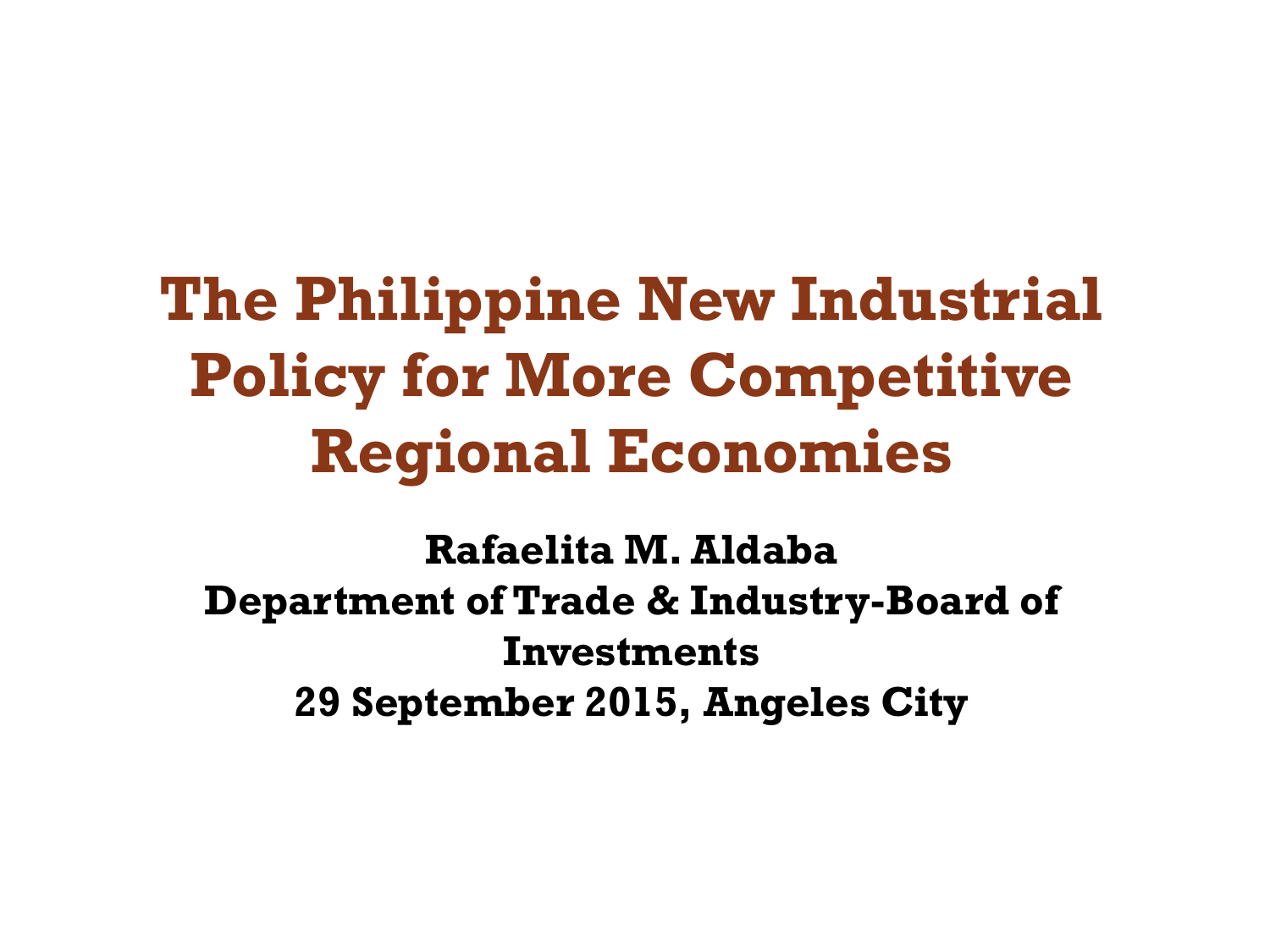# The Philippine New Industrial Policy for More Competitive Regional Economies

**Rafaelita M. Aldaba**

**Department of Trade & Industry-Board of Investments**

**29 September 2015, Angeles City**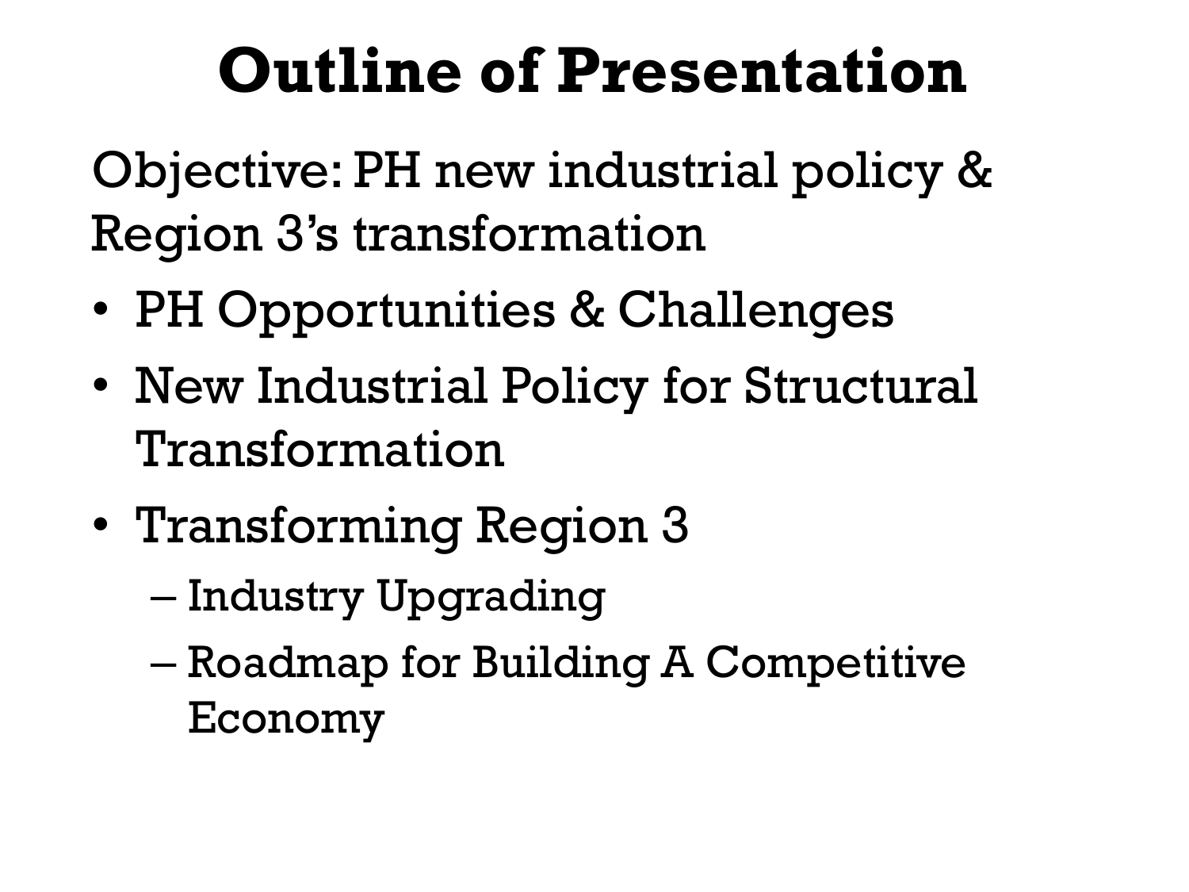# Outline of Presentation

Objective: PH new industrial policy & Region 3's transformation

- PH Opportunities & Challenges
- New Industrial Policy for Structural Transformation
- Transforming Region 3
  - Industry Upgrading
  - Roadmap for Building A Competitive Economy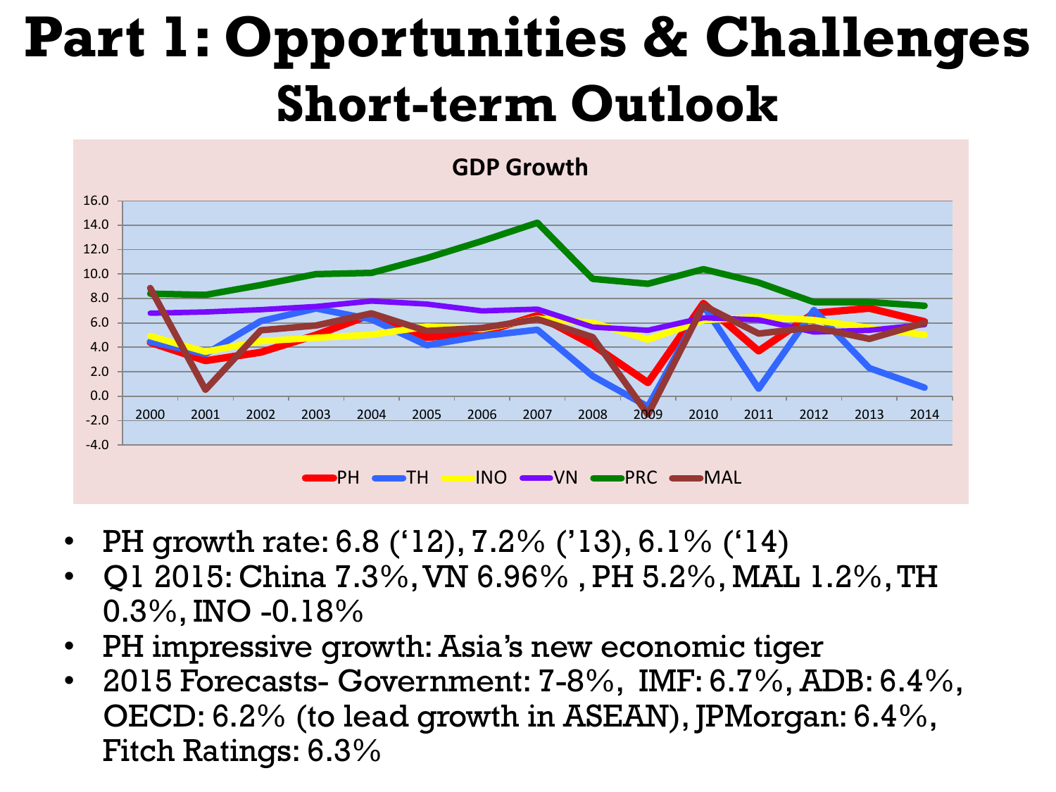# Part 1: Opportunities & Challenges

## Short-term Outlook

**GDP Growth**

- PH growth rate: 6.8 (‘12), 7.2% (’13), 6.1% (‘14)
- Q1 2015: China 7.3%, VN 6.96% , PH 5.2%, MAL 1.2%, TH 0.3%, INO -0.18%
- PH impressive growth: Asia’s new economic tiger
- 2015 Forecasts- Government: 7-8%, IMF: 6.7%, ADB: 6.4%, OECD: 6.2% (to lead growth in ASEAN), JPMorgan: 6.4%, Fitch Ratings: 6.3%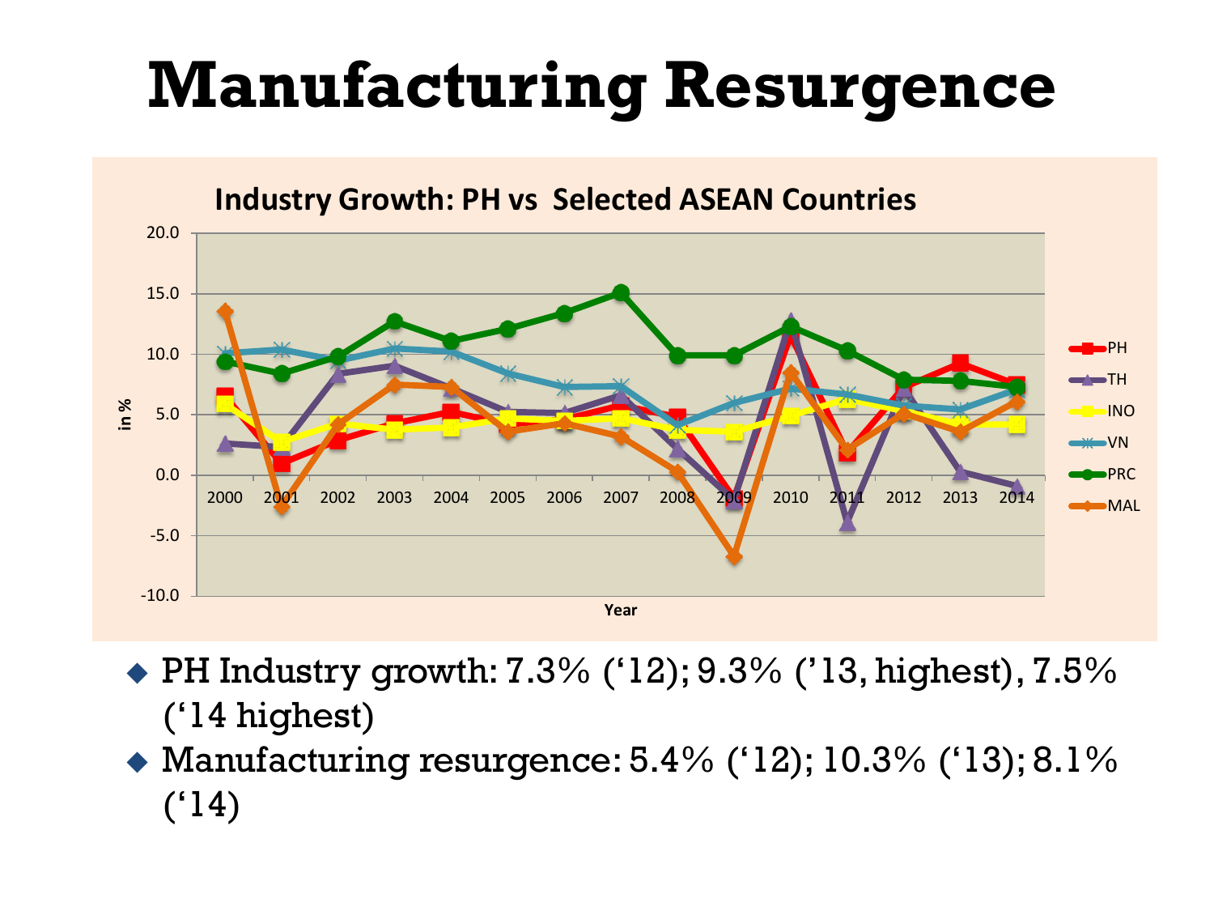# Manufacturing Resurgence

**Industry Growth: PH vs Selected ASEAN Countries**

- PH Industry growth: 7.3% ('12); 9.3% ('13, highest), 7.5% ('14 highest)
- Manufacturing resurgence: 5.4% ('12); 10.3% ('13); 8.1% ('14)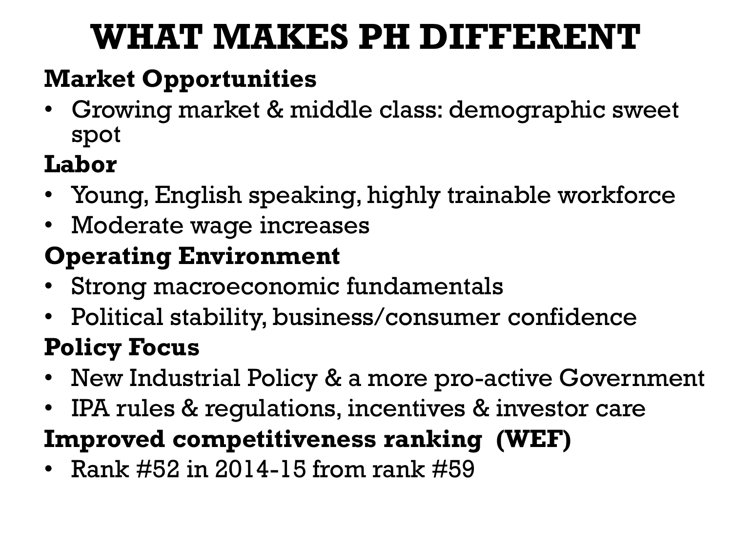# WHAT MAKES PH DIFFERENT

**Market Opportunities**

- Growing market & middle class: demographic sweet spot

**Labor**

- Young, English speaking, highly trainable workforce
- Moderate wage increases

**Operating Environment**

- Strong macroeconomic fundamentals
- Political stability, business/consumer confidence

**Policy Focus**

- New Industrial Policy & a more pro-active Government
- IPA rules & regulations, incentives & investor care

**Improved competitiveness ranking (WEF)**

- Rank #52 in 2014-15 from rank #59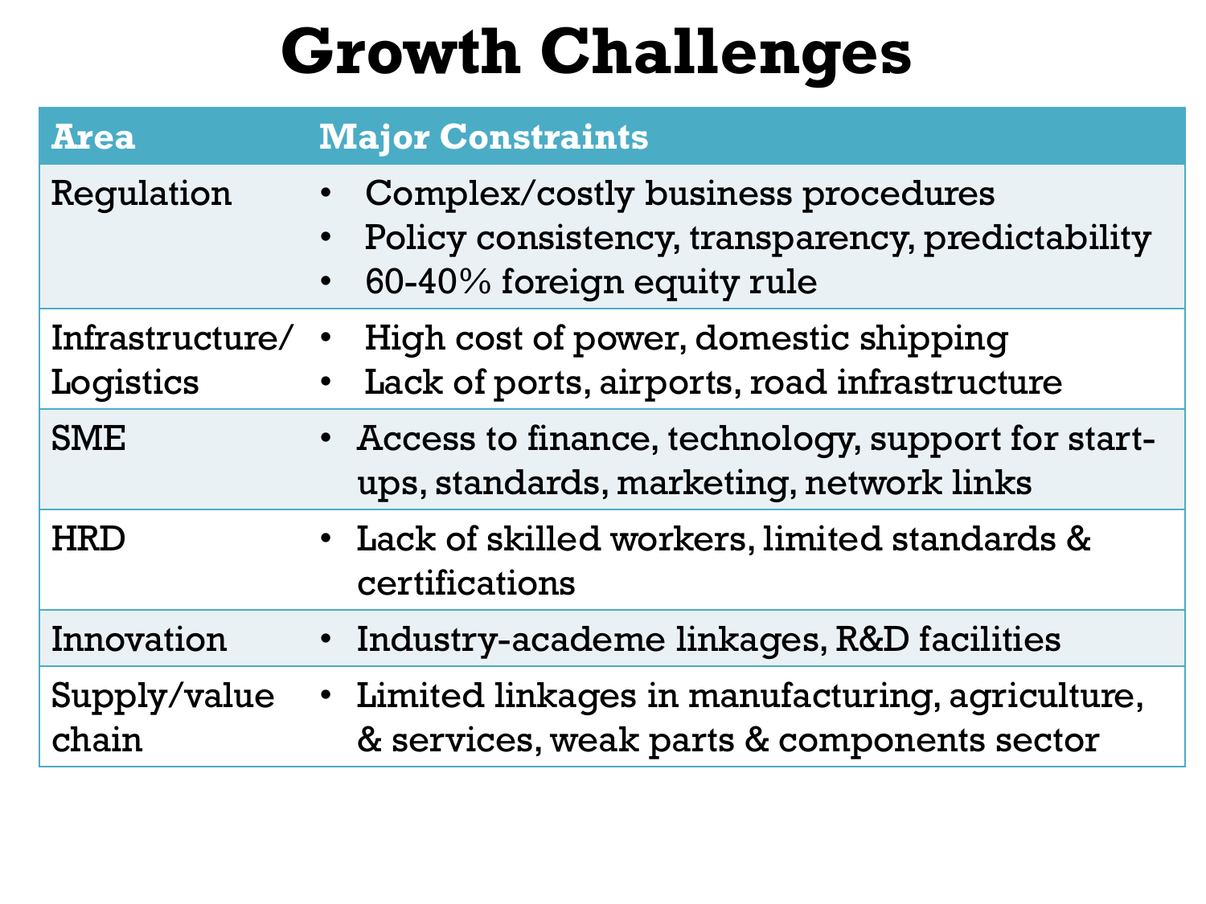# Growth Challenges

| Area | Major Constraints |
|---|---|
| Regulation | • Complex/costly business procedures<br>• Policy consistency, transparency, predictability<br>• 60-40% foreign equity rule |
| Infrastructure/ Logistics | • High cost of power, domestic shipping<br>• Lack of ports, airports, road infrastructure |
| SME | • Access to finance, technology, support for start-ups, standards, marketing, network links |
| HRD | • Lack of skilled workers, limited standards & certifications |
| Innovation | • Industry-academe linkages, R&D facilities |
| Supply/value chain | • Limited linkages in manufacturing, agriculture, & services, weak parts & components sector |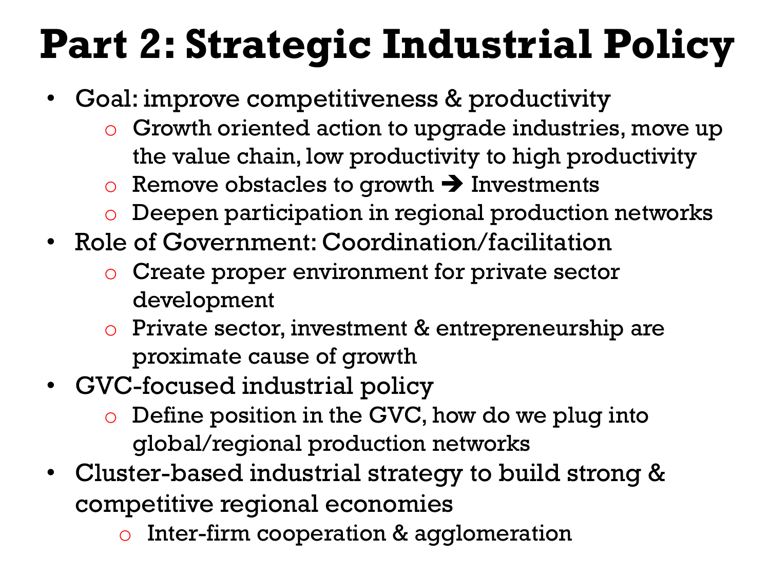# Part 2: Strategic Industrial Policy

- Goal: improve competitiveness & productivity
  - Growth oriented action to upgrade industries, move up the value chain, low productivity to high productivity
  - Remove obstacles to growth ➔ Investments
  - Deepen participation in regional production networks
- Role of Government: Coordination/facilitation
  - Create proper environment for private sector development
  - Private sector, investment & entrepreneurship are proximate cause of growth
- GVC-focused industrial policy
  - Define position in the GVC, how do we plug into global/regional production networks
- Cluster-based industrial strategy to build strong & competitive regional economies
  - Inter-firm cooperation & agglomeration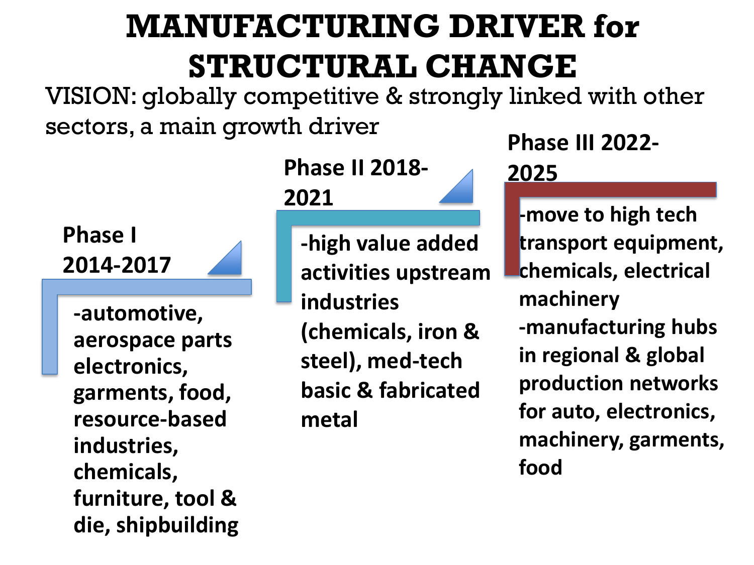# MANUFACTURING DRIVER for STRUCTURAL CHANGE

VISION: globally competitive & strongly linked with other sectors, a main growth driver

## Phase I 2014-2017

-automotive, aerospace parts electronics, garments, food, resource-based industries, chemicals, furniture, tool & die, shipbuilding

## Phase II 2018-2021

-high value added activities upstream industries (chemicals, iron & steel), med-tech basic & fabricated metal

## Phase III 2022-2025

-move to high tech transport equipment, chemicals, electrical machinery

-manufacturing hubs in regional & global production networks for auto, electronics, machinery, garments, food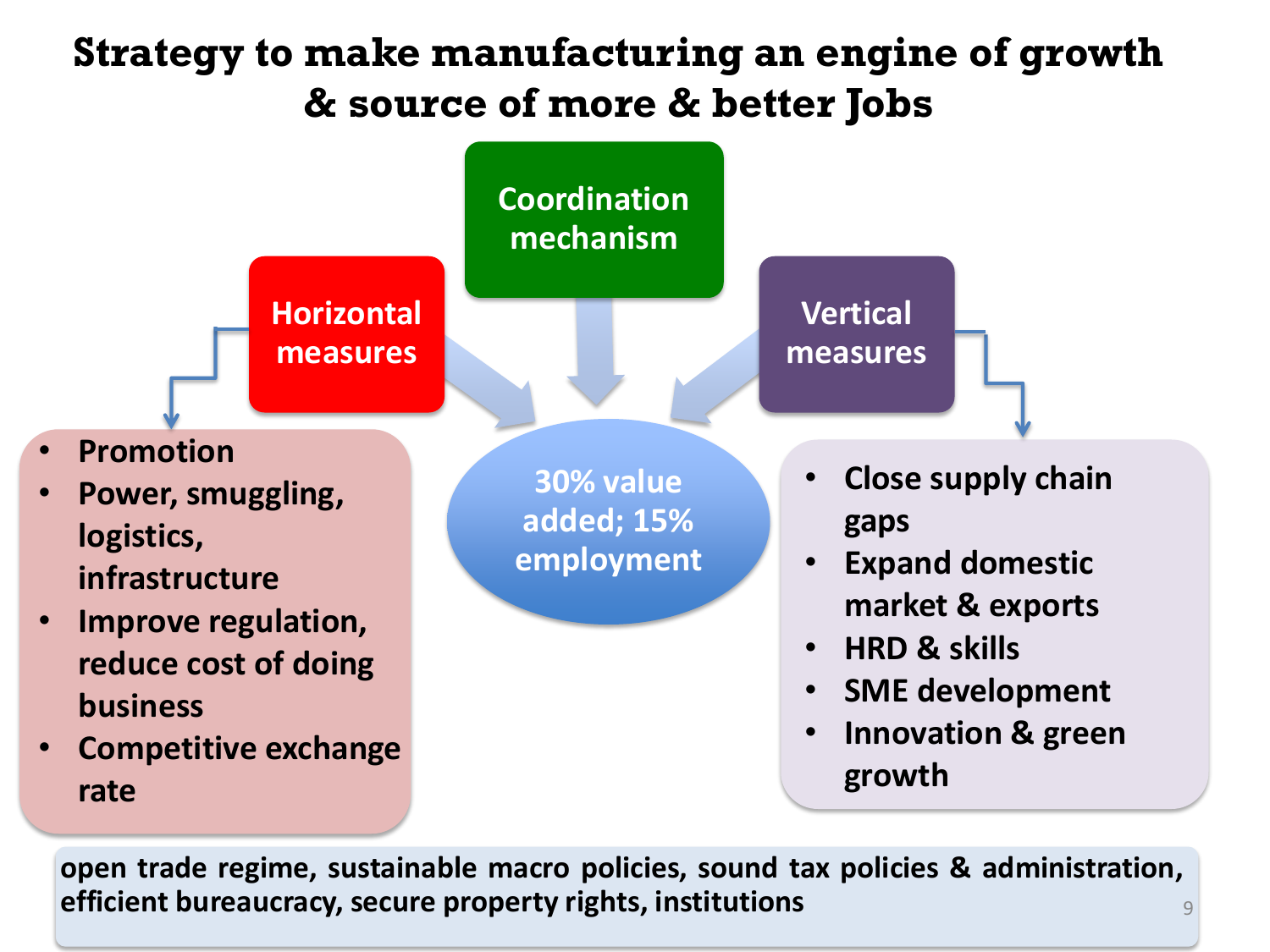# Strategy to make manufacturing an engine of growth & source of more & better Jobs

**Coordination mechanism**

**Horizontal measures**

- Promotion
- Power, smuggling, logistics, infrastructure
- Improve regulation, reduce cost of doing business
- Competitive exchange rate

**30% value added; 15% employment**

**Vertical measures**

- Close supply chain gaps
- Expand domestic market & exports
- HRD & skills
- SME development
- Innovation & green growth

open trade regime, sustainable macro policies, sound tax policies & administration, efficient bureaucracy, secure property rights, institutions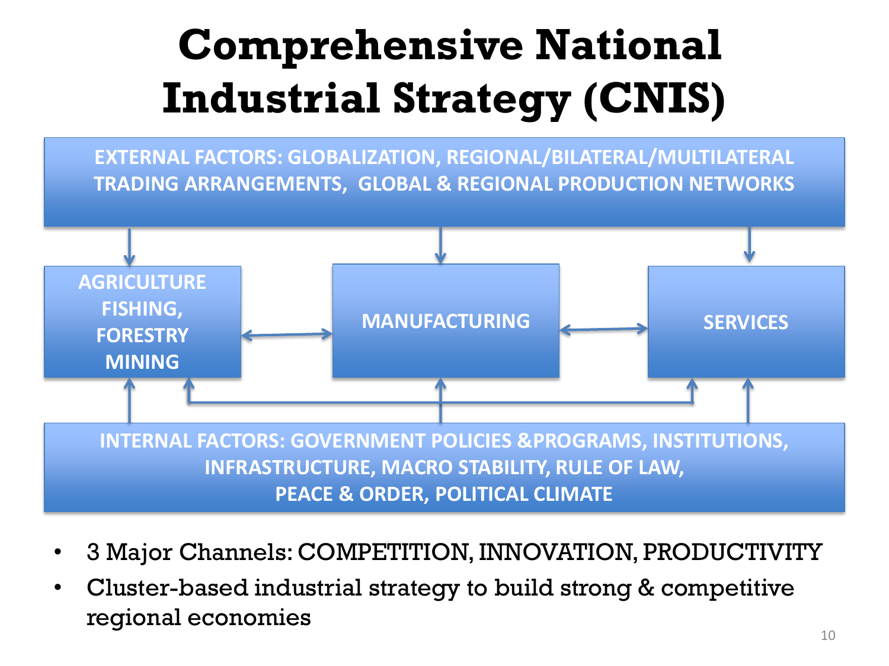# Comprehensive National Industrial Strategy (CNIS)

EXTERNAL FACTORS: GLOBALIZATION, REGIONAL/BILATERAL/MULTILATERAL TRADING ARRANGEMENTS, GLOBAL & REGIONAL PRODUCTION NETWORKS

AGRICULTURE FISHING, FORESTRY MINING

MANUFACTURING

SERVICES

INTERNAL FACTORS: GOVERNMENT POLICIES &PROGRAMS, INSTITUTIONS, INFRASTRUCTURE, MACRO STABILITY, RULE OF LAW, PEACE & ORDER, POLITICAL CLIMATE

- 3 Major Channels: COMPETITION, INNOVATION, PRODUCTIVITY
- Cluster-based industrial strategy to build strong & competitive regional economies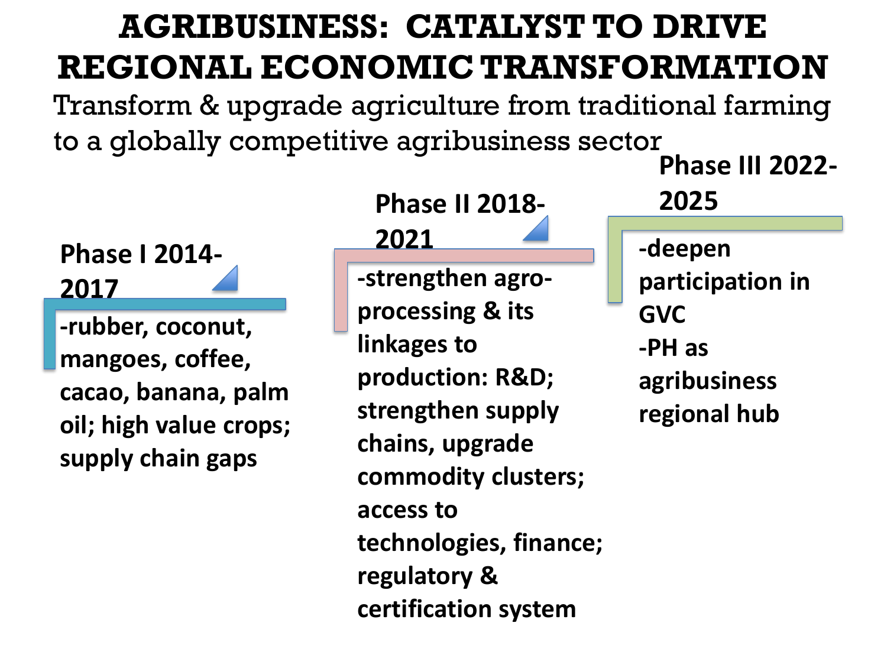# AGRIBUSINESS: CATALYST TO DRIVE REGIONAL ECONOMIC TRANSFORMATION

Transform & upgrade agriculture from traditional farming to a globally competitive agribusiness sector

### Phase I 2014-2017

-rubber, coconut, mangoes, coffee, cacao, banana, palm oil; high value crops; supply chain gaps

### Phase II 2018-2021

-strengthen agro-processing & its linkages to production: R&D; strengthen supply chains, upgrade commodity clusters; access to technologies, finance; regulatory & certification system

### Phase III 2022-2025

-deepen participation in GVC

-PH as agribusiness regional hub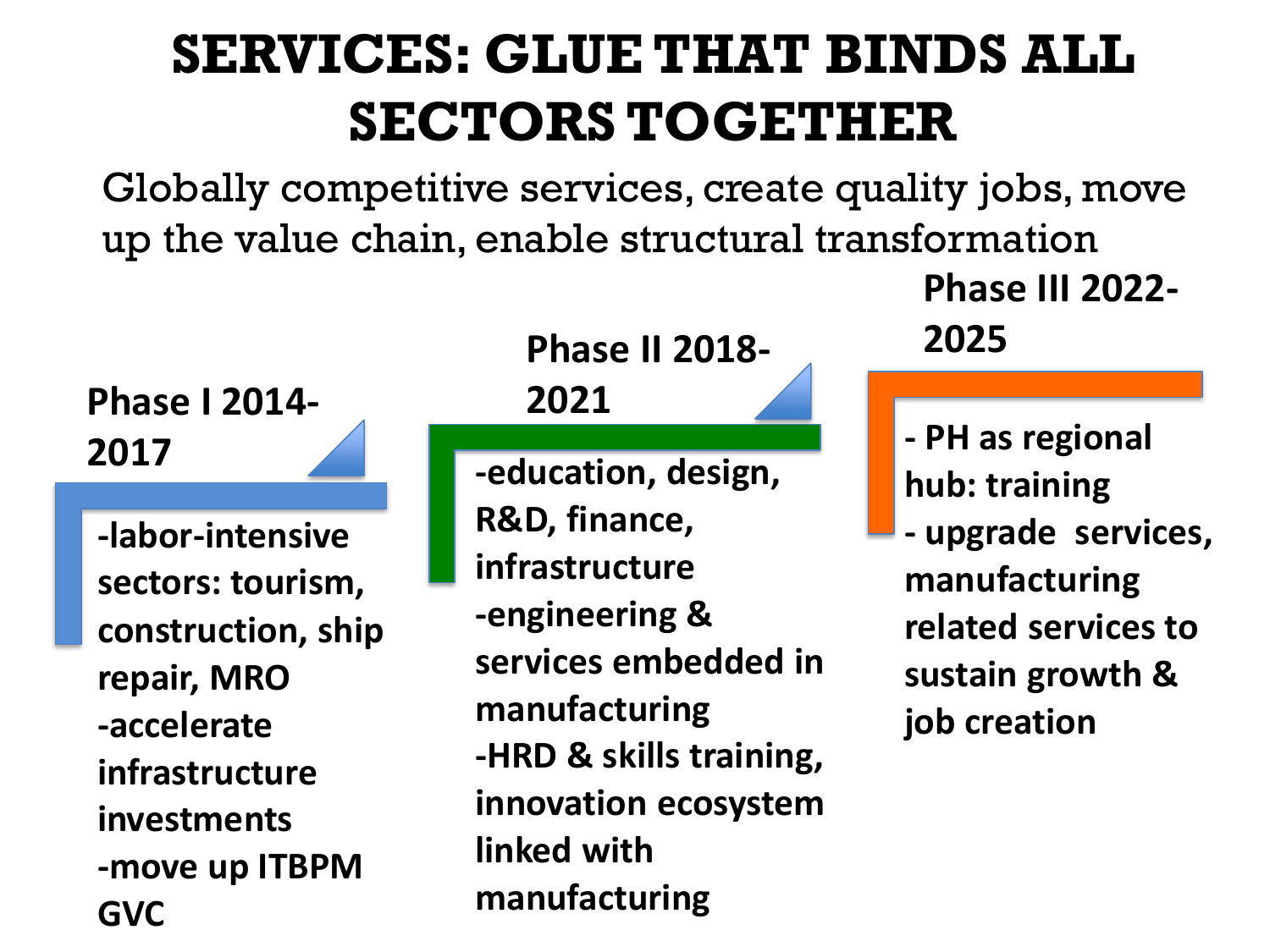# SERVICES: GLUE THAT BINDS ALL SECTORS TOGETHER

Globally competitive services, create quality jobs, move up the value chain, enable structural transformation

## Phase I 2014-2017

- -labor-intensive sectors: tourism, construction, ship repair, MRO
- -accelerate infrastructure investments
- -move up ITBPM GVC

## Phase II 2018-2021

- -education, design, R&D, finance, infrastructure
- -engineering & services embedded in manufacturing
- -HRD & skills training, innovation ecosystem linked with manufacturing

## Phase III 2022-2025

- - PH as regional hub: training
- - upgrade services, manufacturing related services to sustain growth & job creation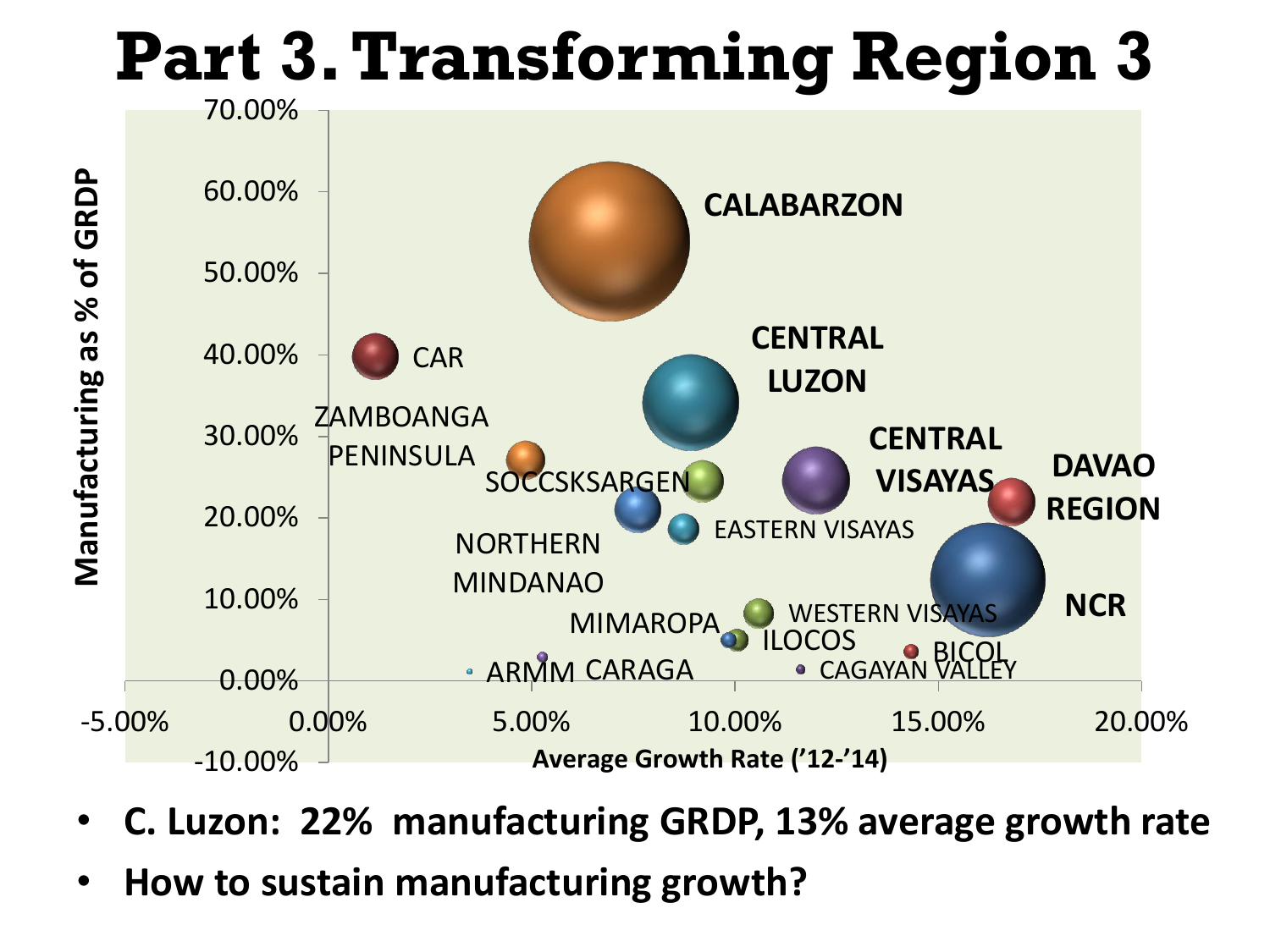# Part 3. Transforming Region 3

Manufacturing as % of GRDP

Average Growth Rate ('12-'14)

CALABARZON, CAR, CENTRAL LUZON, ZAMBOANGA PENINSULA, SOCCSKSARGEN, CENTRAL VISAYAS, DAVAO REGION, EASTERN VISAYAS, NORTHERN MINDANAO, NCR, MIMAROPA, WESTERN VISAYAS, ILOCOS, BICOL, ARMM, CARAGA, CAGAYAN VALLEY

- **C. Luzon: 22% manufacturing GRDP, 13% average growth rate**
- **How to sustain manufacturing growth?**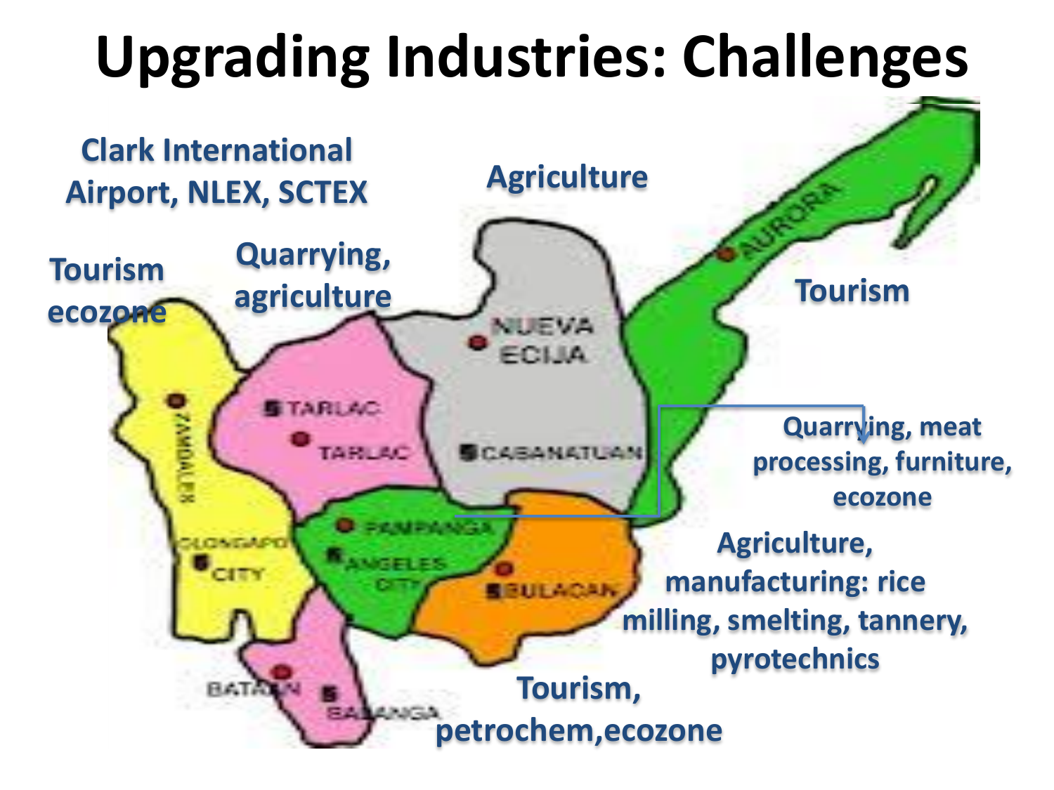# Upgrading Industries: Challenges

Clark International Airport, NLEX, SCTEX

Agriculture

Tourism ecozone

Quarrying, agriculture

Tourism

Quarrying, meat processing, furniture, ecozone

Agriculture, manufacturing: rice milling, smelting, tannery, pyrotechnics

Tourism, petrochem,ecozone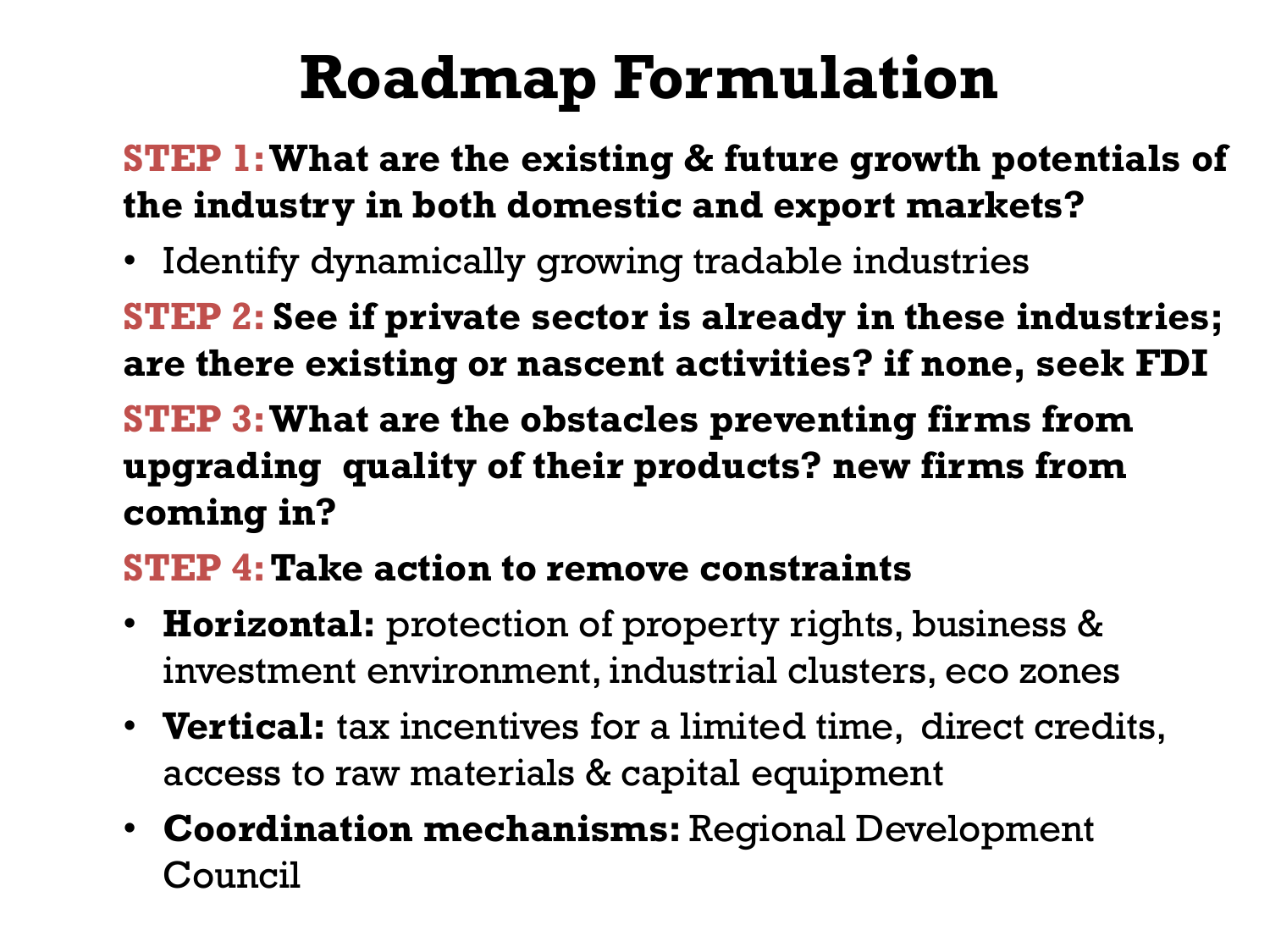# Roadmap Formulation

**STEP 1: What are the existing & future growth potentials of the industry in both domestic and export markets?**

- Identify dynamically growing tradable industries

**STEP 2: See if private sector is already in these industries; are there existing or nascent activities? if none, seek FDI**

**STEP 3: What are the obstacles preventing firms from upgrading quality of their products? new firms from coming in?**

**STEP 4: Take action to remove constraints**

- **Horizontal:** protection of property rights, business & investment environment, industrial clusters, eco zones
- **Vertical:** tax incentives for a limited time, direct credits, access to raw materials & capital equipment
- **Coordination mechanisms:** Regional Development Council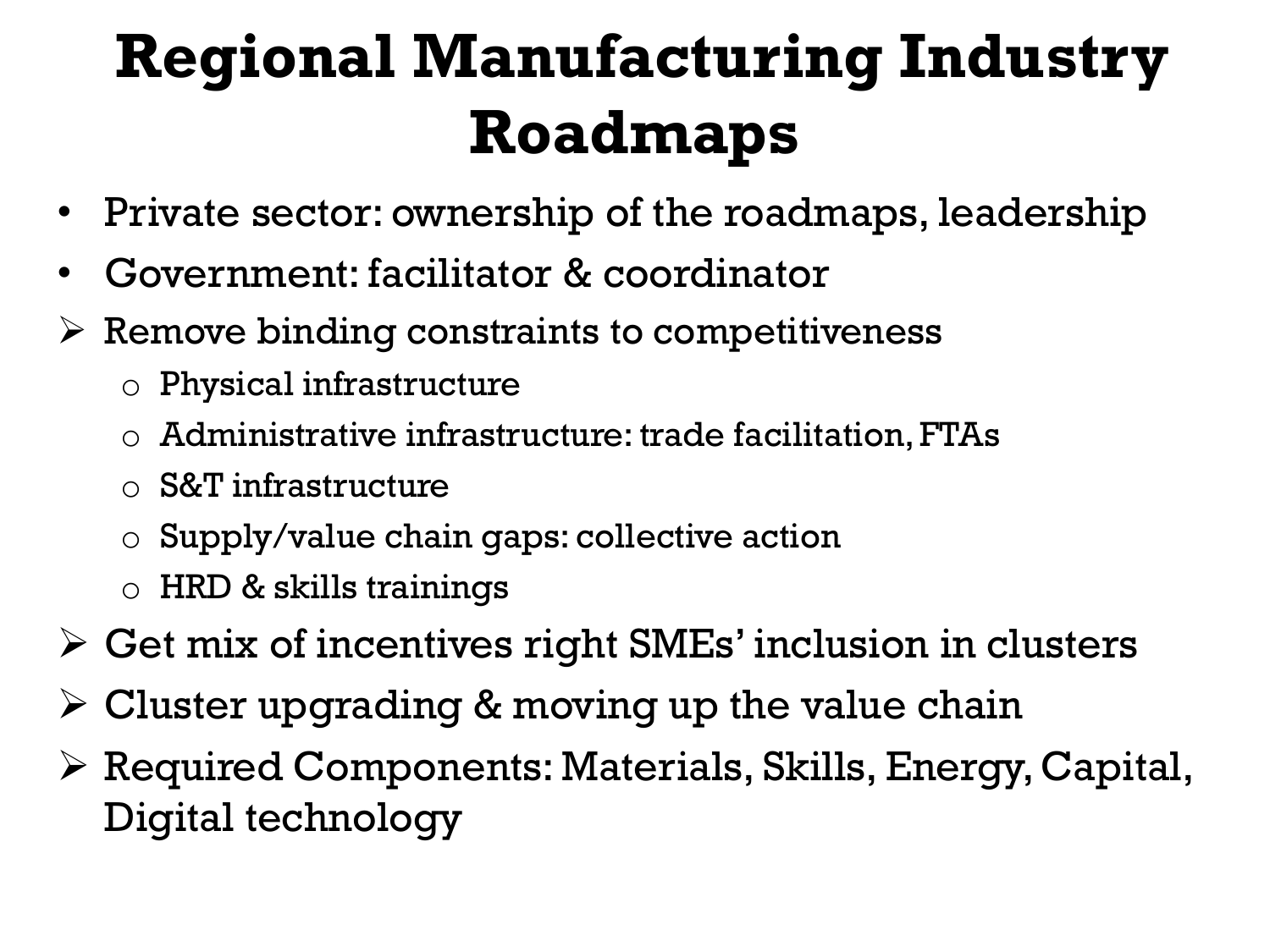# Regional Manufacturing Industry Roadmaps

- Private sector: ownership of the roadmaps, leadership
- Government: facilitator & coordinator
- Remove binding constraints to competitiveness
  - Physical infrastructure
  - Administrative infrastructure: trade facilitation, FTAs
  - S&T infrastructure
  - Supply/value chain gaps: collective action
  - HRD & skills trainings
- Get mix of incentives right SMEs' inclusion in clusters
- Cluster upgrading & moving up the value chain
- Required Components: Materials, Skills, Energy, Capital, Digital technology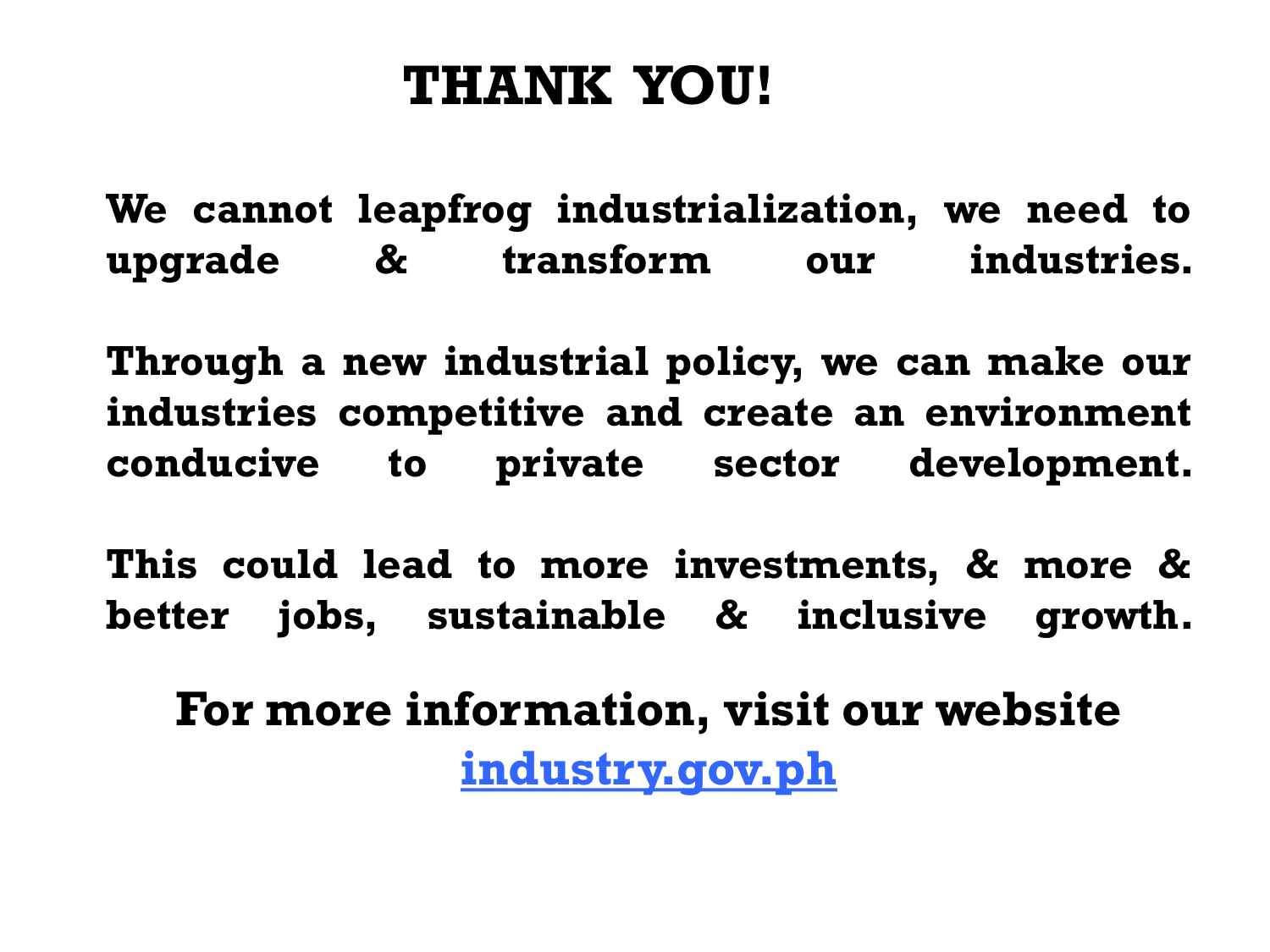# THANK YOU!

**We cannot leapfrog industrialization, we need to upgrade & transform our industries.**

**Through a new industrial policy, we can make our industries competitive and create an environment conducive to private sector development.**

**This could lead to more investments, & more & better jobs, sustainable & inclusive growth.**

**For more information, visit our website**
**[industry.gov.ph](industry.gov.ph)**